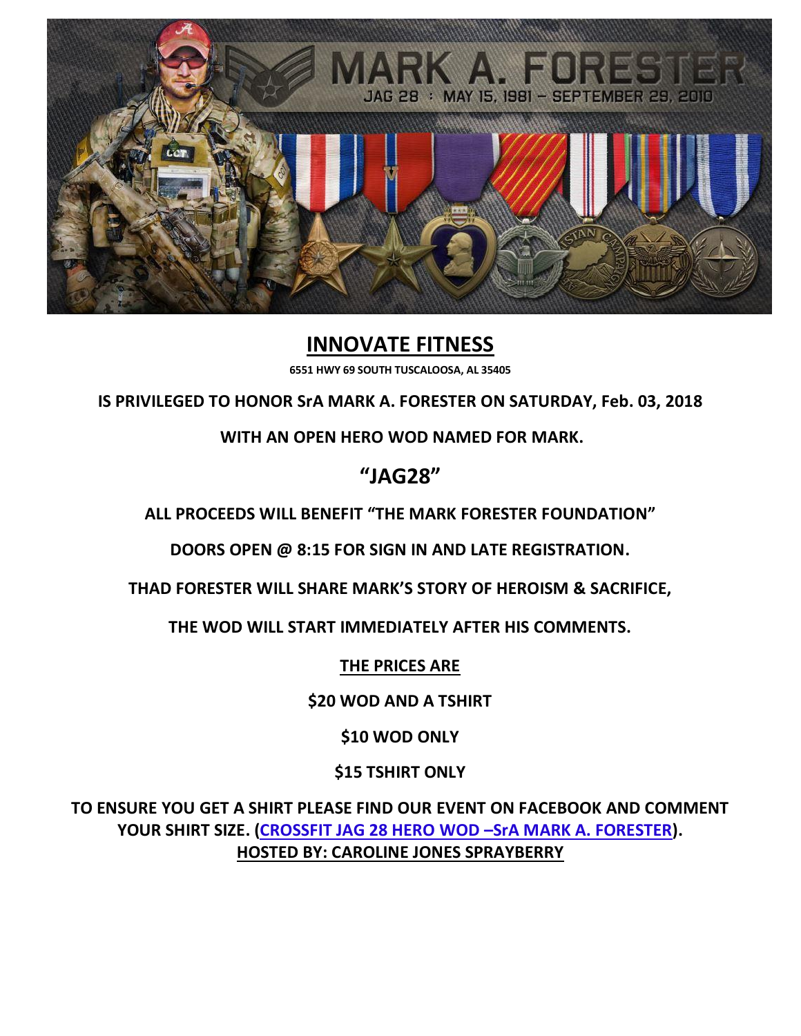# INNOVATE FITNESS

**6551 HWY 69 SOUTH TUSCALOOSA, AL 35405**

**IS PRIVILEGED TO HONOR SrA MARK A. FORESTER ON SATURDAY, Feb. 03, 2018**

**WITH AN OPEN HERO WOD NAMED FOR MARK.**

## "JAG28"

**ALL PROCEEDS WILL BENEFIT "THE MARK FORESTER FOUNDATION"**

**DOORS OPEN @ 8:15 FOR SIGN IN AND LATE REGISTRATION.**

**THAD FORESTER WILL SHARE MARK'S STORY OF HEROISM & SACRIFICE,**

**THE WOD WILL START IMMEDIATELY AFTER HIS COMMENTS.**

**THE PRICES ARE**

**$20 WOD AND A TSHIRT**

**$10 WOD ONLY**

**$15 TSHIRT ONLY**

**TO ENSURE YOU GET A SHIRT PLEASE FIND OUR EVENT ON FACEBOOK AND COMMENT YOUR SHIRT SIZE. (CROSSFIT JAG 28 HERO WOD –SrA MARK A. FORESTER).**

**HOSTED BY: CAROLINE JONES SPRAYBERRY**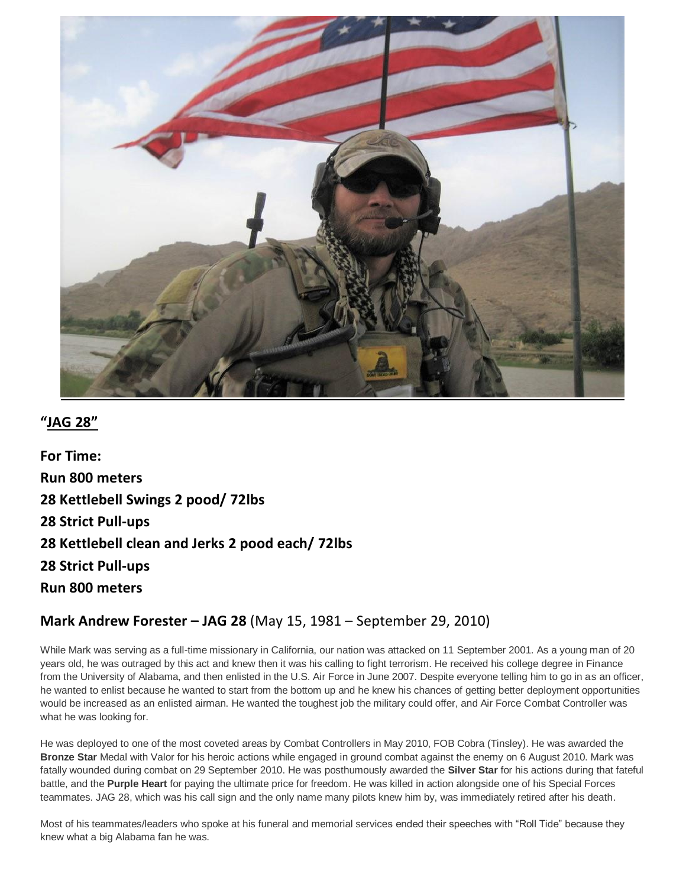## "JAG 28"

**For Time:**
**Run 800 meters**
**28 Kettlebell Swings 2 pood/ 72lbs**
**28 Strict Pull-ups**
**28 Kettlebell clean and Jerks 2 pood each/ 72lbs**
**28 Strict Pull-ups**
**Run 800 meters**

### Mark Andrew Forester – JAG 28 (May 15, 1981 – September 29, 2010)

While Mark was serving as a full-time missionary in California, our nation was attacked on 11 September 2001. As a young man of 20 years old, he was outraged by this act and knew then it was his calling to fight terrorism. He received his college degree in Finance from the University of Alabama, and then enlisted in the U.S. Air Force in June 2007. Despite everyone telling him to go in as an officer, he wanted to enlist because he wanted to start from the bottom up and he knew his chances of getting better deployment opportunities would be increased as an enlisted airman. He wanted the toughest job the military could offer, and Air Force Combat Controller was what he was looking for.

He was deployed to one of the most coveted areas by Combat Controllers in May 2010, FOB Cobra (Tinsley). He was awarded the **Bronze Star** Medal with Valor for his heroic actions while engaged in ground combat against the enemy on 6 August 2010. Mark was fatally wounded during combat on 29 September 2010. He was posthumously awarded the **Silver Star** for his actions during that fateful battle, and the **Purple Heart** for paying the ultimate price for freedom. He was killed in action alongside one of his Special Forces teammates. JAG 28, which was his call sign and the only name many pilots knew him by, was immediately retired after his death.

Most of his teammates/leaders who spoke at his funeral and memorial services ended their speeches with "Roll Tide" because they knew what a big Alabama fan he was.